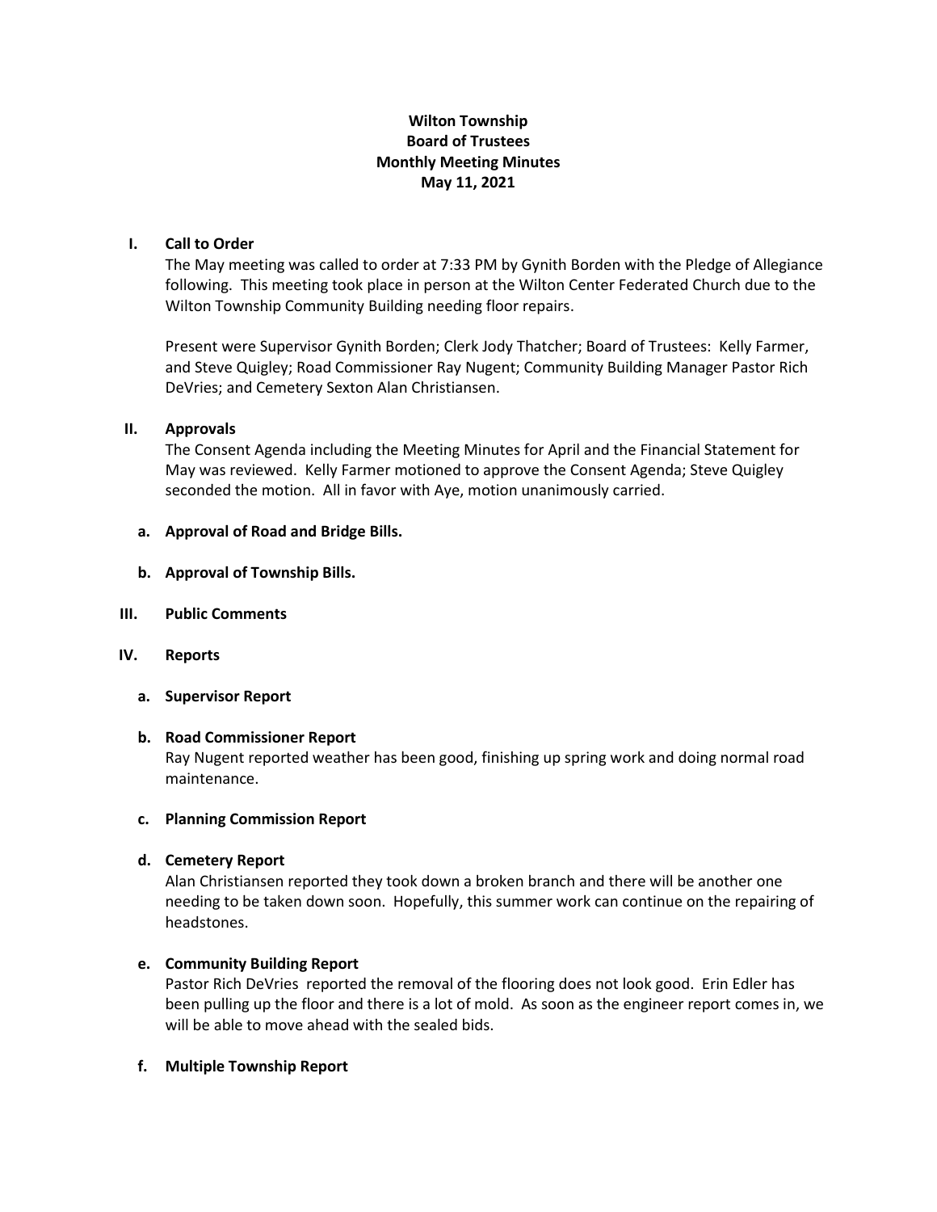**Wilton Township**
**Board of Trustees**
**Monthly Meeting Minutes**
**May 11, 2021**

**I. Call to Order**

The May meeting was called to order at 7:33 PM by Gynith Borden with the Pledge of Allegiance following. This meeting took place in person at the Wilton Center Federated Church due to the Wilton Township Community Building needing floor repairs.

Present were Supervisor Gynith Borden; Clerk Jody Thatcher; Board of Trustees: Kelly Farmer, and Steve Quigley; Road Commissioner Ray Nugent; Community Building Manager Pastor Rich DeVries; and Cemetery Sexton Alan Christiansen.

**II. Approvals**

The Consent Agenda including the Meeting Minutes for April and the Financial Statement for May was reviewed. Kelly Farmer motioned to approve the Consent Agenda; Steve Quigley seconded the motion. All in favor with Aye, motion unanimously carried.

**a. Approval of Road and Bridge Bills.**

**b. Approval of Township Bills.**

**III. Public Comments**

**IV. Reports**

**a. Supervisor Report**

**b. Road Commissioner Report**

Ray Nugent reported weather has been good, finishing up spring work and doing normal road maintenance.

**c. Planning Commission Report**

**d. Cemetery Report**

Alan Christiansen reported they took down a broken branch and there will be another one needing to be taken down soon. Hopefully, this summer work can continue on the repairing of headstones.

**e. Community Building Report**

Pastor Rich DeVries reported the removal of the flooring does not look good. Erin Edler has been pulling up the floor and there is a lot of mold. As soon as the engineer report comes in, we will be able to move ahead with the sealed bids.

**f. Multiple Township Report**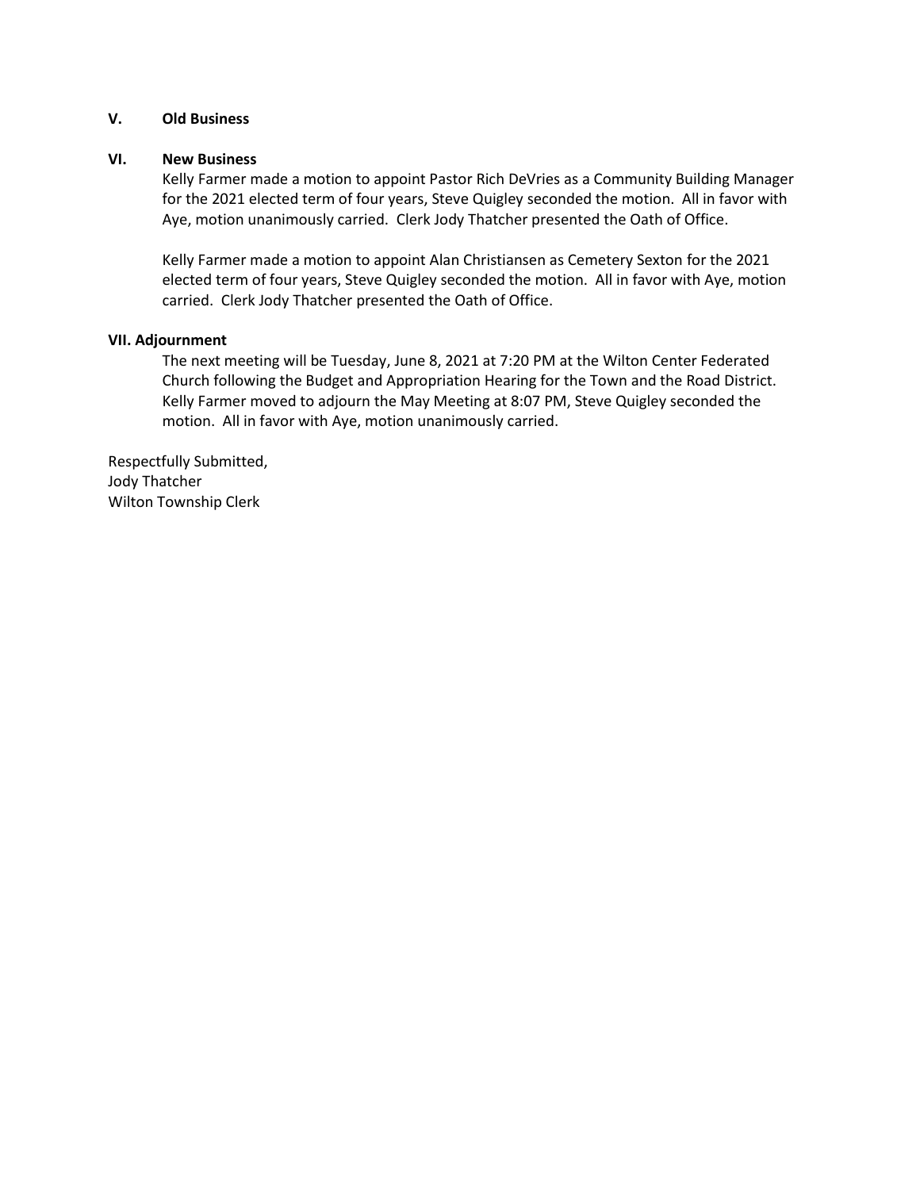**V. Old Business**

**VI. New Business**

Kelly Farmer made a motion to appoint Pastor Rich DeVries as a Community Building Manager for the 2021 elected term of four years, Steve Quigley seconded the motion. All in favor with Aye, motion unanimously carried. Clerk Jody Thatcher presented the Oath of Office.

Kelly Farmer made a motion to appoint Alan Christiansen as Cemetery Sexton for the 2021 elected term of four years, Steve Quigley seconded the motion. All in favor with Aye, motion carried. Clerk Jody Thatcher presented the Oath of Office.

**VII. Adjournment**

The next meeting will be Tuesday, June 8, 2021 at 7:20 PM at the Wilton Center Federated Church following the Budget and Appropriation Hearing for the Town and the Road District. Kelly Farmer moved to adjourn the May Meeting at 8:07 PM, Steve Quigley seconded the motion. All in favor with Aye, motion unanimously carried.

Respectfully Submitted,
Jody Thatcher
Wilton Township Clerk